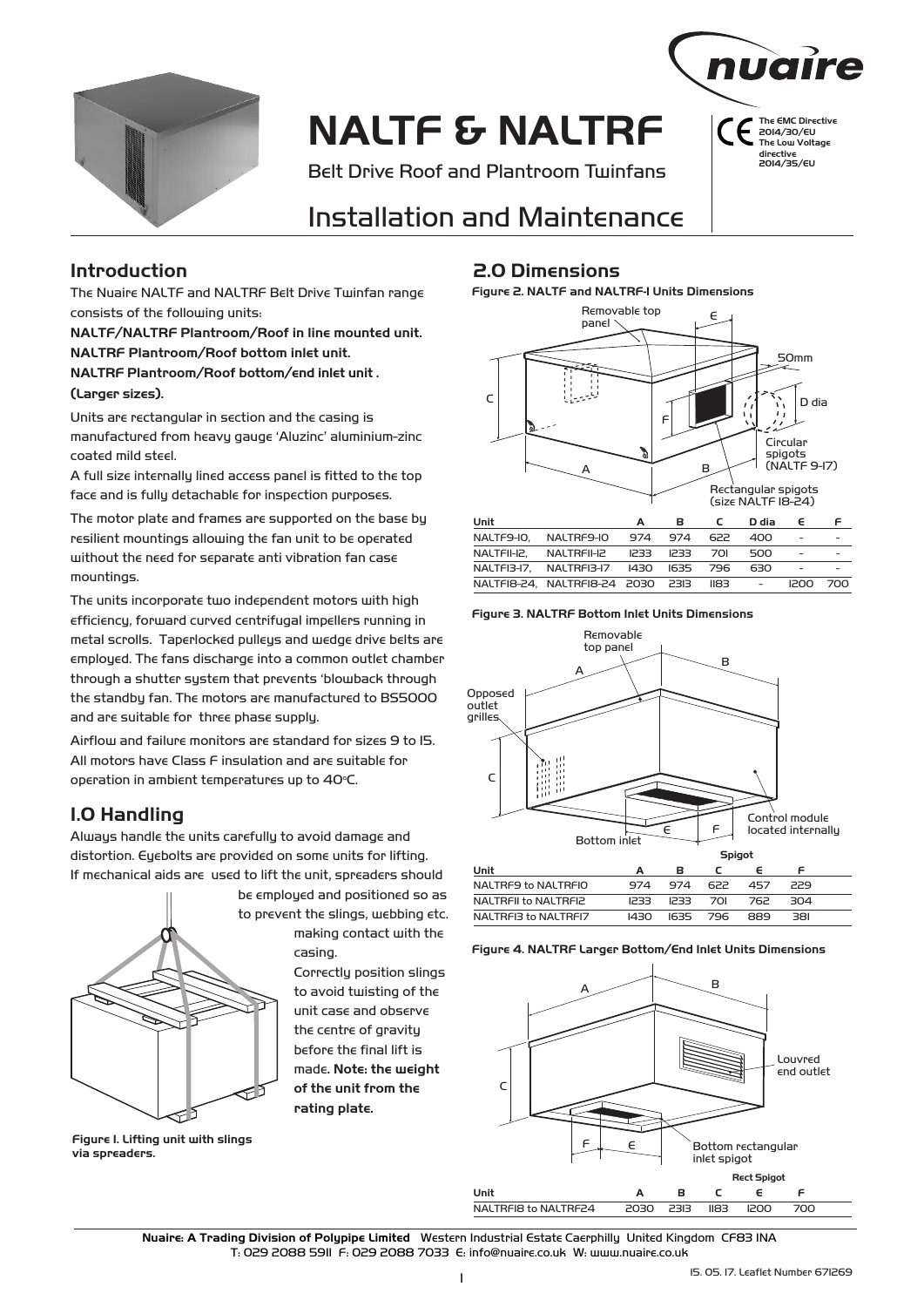# NALTF & NALTRF

Belt Drive Roof and Plantroom Twinfans

The EMC Directive 2014/30/EU
The Low Voltage directive 2014/35/EU

## Installation and Maintenance

## Introduction

The Nuaire NALTF and NALTRF Belt Drive Twinfan range consists of the following units:

**NALTF/NALTRF Plantroom/Roof in line mounted unit.**
**NALTRF Plantroom/Roof bottom inlet unit.**
**NALTRF Plantroom/Roof bottom/end inlet unit . (Larger sizes).**

Units are rectangular in section and the casing is manufactured from heavy gauge 'Aluzinc' aluminium-zinc coated mild steel.

A full size internally lined access panel is fitted to the top face and is fully detachable for inspection purposes.

The motor plate and frames are supported on the base by resilient mountings allowing the fan unit to be operated without the need for separate anti vibration fan case mountings.

The units incorporate two independent motors with high efficiency, forward curved centrifugal impellers running in metal scrolls. Taperlocked pulleys and wedge drive belts are employed. The fans discharge into a common outlet chamber through a shutter system that prevents 'blowback through the standby fan. The motors are manufactured to BS5000 and are suitable for three phase supply.

Airflow and failure monitors are standard for sizes 9 to 15. All motors have Class F insulation and are suitable for operation in ambient temperatures up to 40°C.

## 1.0 Handling

Always handle the units carefully to avoid damage and distortion. Eyebolts are provided on some units for lifting. If mechanical aids are used to lift the unit, spreaders should be employed and positioned so as to prevent the slings, webbing etc. making contact with the casing.

Correctly position slings to avoid twisting of the unit case and observe the centre of gravity before the final lift is made. **Note: the weight of the unit from the rating plate.**

Figure 1. Lifting unit with slings via spreaders.

## 2.0 Dimensions

**Figure 2. NALTF and NALTRF-1 Units Dimensions**

Removable top panel, 50mm, D dia, Circular spigots (NALTF 9-17), Rectangular spigots (size NALTF 18-24)

| Unit | | A | B | C | D dia | E | F |
|---|---|---|---|---|---|---|---|
| NALTF9-10, | NALTRF9-10 | 974 | 974 | 622 | 400 | - | - |
| NALTF11-12, | NALTRF11-12 | 1233 | 1233 | 701 | 500 | - | - |
| NALTF13-17, | NALTRF13-17 | 1430 | 1635 | 796 | 630 | - | - |
| NALTF18-24, | NALTRF18-24 | 2030 | 2313 | 1183 | - | 1200 | 700 |

**Figure 3. NALTRF Bottom Inlet Units Dimensions**

Removable top panel, Opposed outlet grilles, Bottom inlet, Control module located internally

| Unit | A | B | C | Spigot E | Spigot F |
|---|---|---|---|---|---|
| NALTRF9 to NALTRF10 | 974 | 974 | 622 | 457 | 229 |
| NALTRF11 to NALTRF12 | 1233 | 1233 | 701 | 762 | 304 |
| NALTRF13 to NALTRF17 | 1430 | 1635 | 796 | 889 | 381 |

**Figure 4. NALTRF Larger Bottom/End Inlet Units Dimensions**

Louvred end outlet, Bottom rectangular inlet spigot

| Unit | A | B | C | Rect Spigot E | Rect Spigot F |
|---|---|---|---|---|---|
| NALTRF18 to NALTRF24 | 2030 | 2313 | 1183 | 1200 | 700 |

**Nuaire: A Trading Division of Polypipe Limited** Western Industrial Estate Caerphilly United Kingdom CF83 1NA
T: 029 2088 5911 F: 029 2088 7033 E: info@nuaire.co.uk W: www.nuaire.co.uk

15. 05. 17. Leaflet Number 671269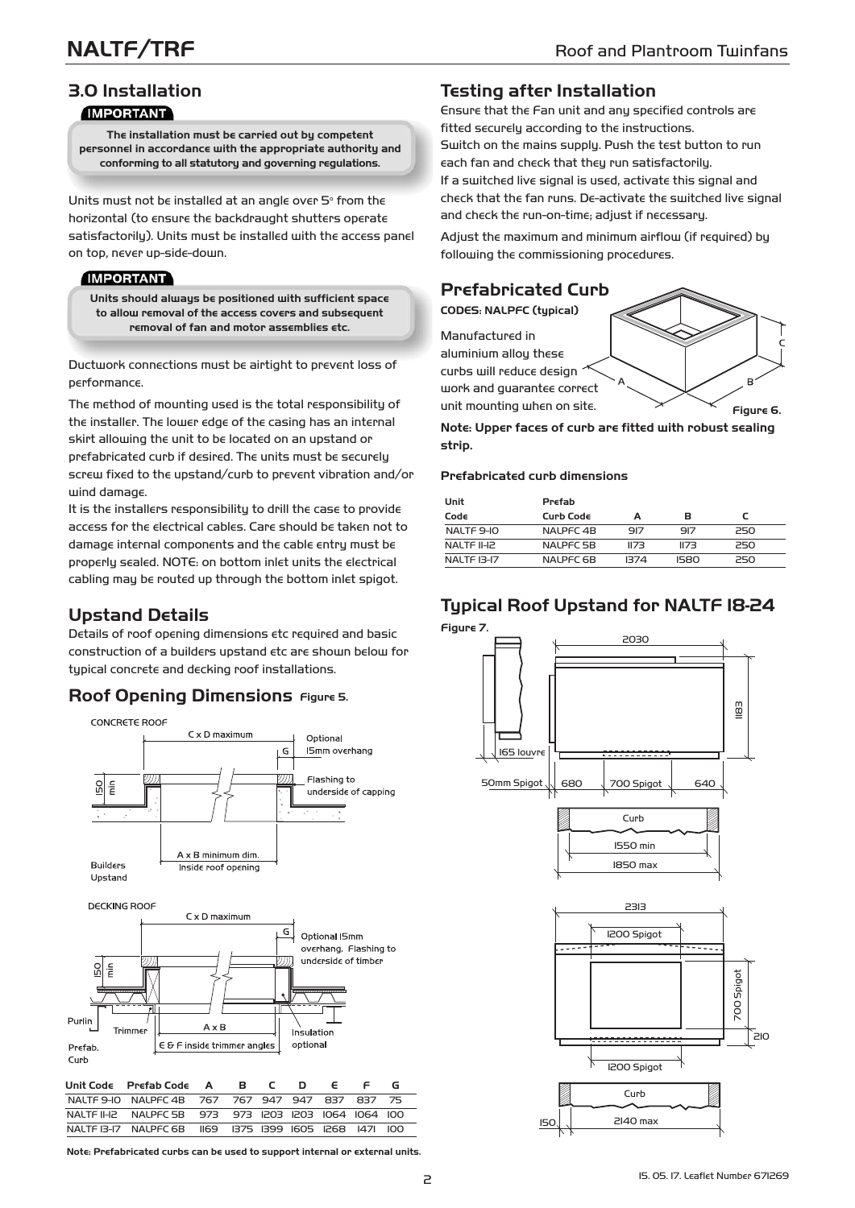## 3.0 Installation

**IMPORTANT**

**The installation must be carried out by competent personnel in accordance with the appropriate authority and conforming to all statutory and governing regulations.**

Units must not be installed at an angle over 5° from the horizontal (to ensure the backdraught shutters operate satisfactorily). Units must be installed with the access panel on top, never up-side-down.

**IMPORTANT**

**Units should always be positioned with sufficient space to allow removal of the access covers and subsequent removal of fan and motor assemblies etc.**

Ductwork connections must be airtight to prevent loss of performance.

The method of mounting used is the total responsibility of the installer. The lower edge of the casing has an internal skirt allowing the unit to be located on an upstand or prefabricated curb if desired. The units must be securely screw fixed to the upstand/curb to prevent vibration and/or wind damage.

It is the installers responsibility to drill the case to provide access for the electrical cables. Care should be taken not to damage internal components and the cable entry must be properly sealed. NOTE: on bottom inlet units the electrical cabling may be routed up through the bottom inlet spigot.

## Upstand Details

Details of roof opening dimensions etc required and basic construction of a builders upstand etc are shown below for typical concrete and decking roof installations.

## Roof Opening Dimensions **Figure 5.**

CONCRETE ROOF

C x D maximum — Optional 15mm overhang — G — 150 min — Flashing to underside of capping — Builders Upstand — A x B minimum dim. Inside roof opening

DECKING ROOF

C x D maximum — G — Optional 15mm overhang. Flashing to underside of timber — 150 min — Purlin — Trimmer — A x B — Insulation optional — Prefab. Curb — E & F inside trimmer angles

| Unit Code | Prefab Code | A | B | C | D | E | F | G |
|---|---|---|---|---|---|---|---|---|
| NALTF 9-10 | NALPFC 4B | 767 | 767 | 947 | 947 | 837 | 837 | 75 |
| NALTF 11-12 | NALPFC 5B | 973 | 973 | 1203 | 1203 | 1064 | 1064 | 100 |
| NALTF 13-17 | NALPFC 6B | 1169 | 1375 | 1399 | 1605 | 1268 | 1471 | 100 |

**Note: Prefabricated curbs can be used to support internal or external units.**

## Testing after Installation

Ensure that the Fan unit and any specified controls are fitted securely according to the instructions.

Switch on the mains supply. Push the test button to run each fan and check that they run satisfactorily.

If a switched live signal is used, activate this signal and check that the fan runs. De-activate the switched live signal and check the run-on-time; adjust if necessary.

Adjust the maximum and minimum airflow (if required) by following the commissioning procedures.

## Prefabricated Curb

**CODES: NALPFC (typical)**

Manufactured in aluminium alloy these curbs will reduce design work and guarantee correct unit mounting when on site.

A — B — C

**Figure 6.**

**Note: Upper faces of curb are fitted with robust sealing strip.**

**Prefabricated curb dimensions**

| Unit Code | Prefab Curb Code | A | B | C |
|---|---|---|---|---|
| NALTF 9-10 | NALPFC 4B | 917 | 917 | 250 |
| NALTF 11-12 | NALPFC 5B | 1173 | 1173 | 250 |
| NALTF 13-17 | NALPFC 6B | 1374 | 1580 | 250 |

## Typical Roof Upstand for NALTF 18-24

**Figure 7.**

2030 — 1183 — 165 louvre — 50mm Spigot — 680 — 700 Spigot — 640 — Curb — 1550 min — 1850 max

2313 — 1200 Spigot — 700 Spigot — 210 — 1200 Spigot — Curb — 150 — 2140 max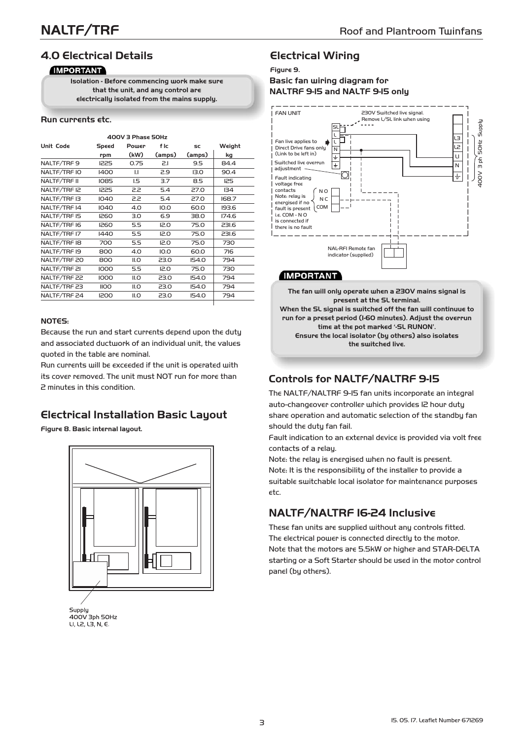## 4.0 Electrical Details

**IMPORTANT**

**Isolation - Before commencing work make sure that the unit, and any control are electrically isolated from the mains supply.**

**Run currents etc.**

| Unit Code | Speed rpm | Power (kW) | f lc (amps) | sc (amps) | Weight kg |
|---|---|---|---|---|---|
| | 400V 3 Phase 50Hz | | | | |
| NALTF/TRF 9 | 1225 | 0.75 | 2.1 | 9.5 | 84.4 |
| NALTF/TRF 10 | 1400 | 1.1 | 2.9 | 13.0 | 90.4 |
| NALTF/TRF 11 | 1085 | 1.5 | 3.7 | 8.5 | 125 |
| NALTF/TRF 12 | 1225 | 2.2 | 5.4 | 27.0 | 134 |
| NALTF/TRF 13 | 1040 | 2.2 | 5.4 | 27.0 | 168.7 |
| NALTF/TRF 14 | 1040 | 4.0 | 10.0 | 60.0 | 193.6 |
| NALTF/TRF 15 | 1260 | 3.0 | 6.9 | 38.0 | 174.6 |
| NALTF/TRF 16 | 1260 | 5.5 | 12.0 | 75.0 | 231.6 |
| NALTF/TRF 17 | 1440 | 5.5 | 12.0 | 75.0 | 231.6 |
| NALTF/TRF 18 | 700 | 5.5 | 12.0 | 75.0 | 730 |
| NALTF/TRF 19 | 800 | 4.0 | 10.0 | 60.0 | 716 |
| NALTF/TRF 20 | 800 | 11.0 | 23.0 | 154.0 | 794 |
| NALTF/TRF 21 | 1000 | 5.5 | 12.0 | 75.0 | 730 |
| NALTF/TRF 22 | 1000 | 11.0 | 23.0 | 154.0 | 794 |
| NALTF/TRF 23 | 1100 | 11.0 | 23.0 | 154.0 | 794 |
| NALTF/TRF 24 | 1200 | 11.0 | 23.0 | 154.0 | 794 |

**NOTES:**

Because the run and start currents depend upon the duty and associated ductwork of an individual unit, the values quoted in the table are nominal.

Run currents will be exceeded if the unit is operated with its cover removed. The unit must NOT run for more than 2 minutes in this condition.

## Electrical Installation Basic Layout

**Figure 8. Basic internal layout.**

Supply
400V 3ph 50Hz
L1, L2, L3, N, E.

## Electrical Wiring

**Figure 9.**

**Basic fan wiring diagram for NALTRF 9-15 and NALTF 9-15 only**

FAN UNIT

230V Switched live signal. Remove L/SL link when using

Fan live applies to Direct Drive fans only (Link to be left in)

Switched live overrun adjustment

Fault indicating voltage free contacts
Note: relay is energised if no fault is present i.e. COM - N O is connected if there is no fault

SL, L, L, N, ⏚, ⏚

N O, N C, COM

L3, L2, L1, N, ⏚

400V 3 ph 50Hz Supply

NAL-RFI Remote fan indicator (supplied)

**IMPORTANT**

**The fan will only operate when a 230V mains signal is present at the SL terminal.**
**When the SL signal is switched off the fan will continuue to run for a preset period (1-60 minutes). Adjust the overrun time at the pot marked '-SL RUNON'.**
**Ensure the local isolator (by others) also isolates the switched live.**

## Controls for NALTF/NALTRF 9-15

The NALTF/NALTRF 9-15 fan units incorporate an integral auto-changeover controller which provides 12 hour duty share operation and automatic selection of the standby fan should the duty fan fail.

Fault indication to an external device is provided via volt free contacts of a relay.

Note: the relay is energised when no fault is present.

Note: It is the responsibility of the installer to provide a suitable switchable local isolator for maintenance purposes etc.

## NALTF/NALTRF 16-24 Inclusive

These fan units are supplied without any controls fitted.
The electrical power is connected directly to the motor.
Note that the motors are 5.5kW or higher and STAR-DELTA starting or a Soft Starter should be used in the motor control panel (by others).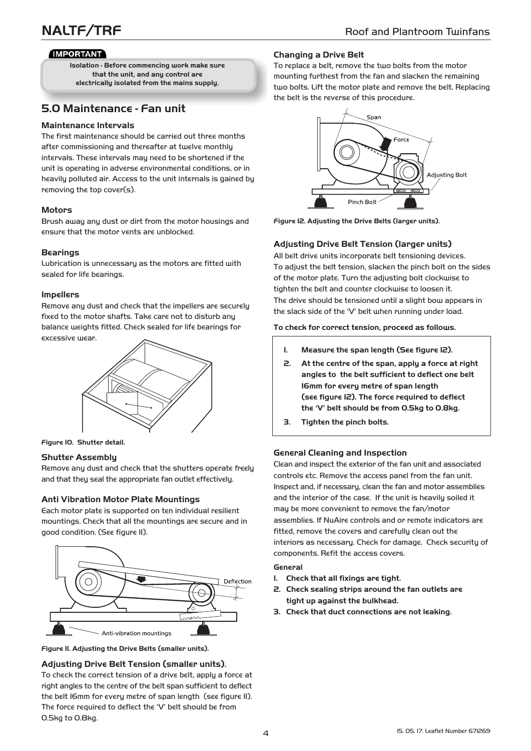**IMPORTANT**

**Isolation - Before commencing work make sure that the unit, and any control are electrically isolated from the mains supply.**

## 5.0 Maintenance - Fan unit

### Maintenance Intervals

The first maintenance should be carried out three months after commissioning and thereafter at twelve monthly intervals. These intervals may need to be shortened if the unit is operating in adverse environmental conditions, or in heavily polluted air. Access to the unit internals is gained by removing the top cover(s).

### Motors

Brush away any dust or dirt from the motor housings and ensure that the motor vents are unblocked.

### Bearings

Lubrication is unnecessary as the motors are fitted with sealed for life bearings.

### Impellers

Remove any dust and check that the impellers are securely fixed to the motor shafts. Take care not to disturb any balance weights fitted. Check sealed for life bearings for excessive wear.

**Figure 10. Shutter detail.**

### Shutter Assembly

Remove any dust and check that the shutters operate freely and that they seal the appropriate fan outlet effectively.

### Anti Vibration Motor Plate Mountings

Each motor plate is supported on ten individual resilient mountings. Check that all the mountings are secure and in good condition. (See figure 11).

**Figure 11. Adjusting the Drive Belts (smaller units).**

### Adjusting Drive Belt Tension (smaller units).

To check the correct tension of a drive belt, apply a force at right angles to the centre of the belt span sufficient to deflect the belt 16mm for every metre of span length (see figure 11). The force required to deflect the 'V' belt should be from 0.5kg to 0.8kg.

### Changing a Drive Belt

To replace a belt, remove the two bolts from the motor mounting furthest from the fan and slacken the remaining two bolts. Lift the motor plate and remove the belt. Replacing the belt is the reverse of this procedure.

**Figure 12. Adjusting the Drive Belts (larger units).**

### Adjusting Drive Belt Tension (larger units)

All belt drive units incorporate belt tensioning devices.
To adjust the belt tension, slacken the pinch bolt on the sides of the motor plate. Turn the adjusting bolt clockwise to tighten the belt and counter clockwise to loosen it.
The drive should be tensioned until a slight bow appears in the slack side of the 'V' belt when running under load.

**To check for correct tension, proceed as follows.**

1. **Measure the span length (See figure 12).**
2. **At the centre of the span, apply a force at right angles to the belt sufficient to deflect one belt 16mm for every metre of span length (see figure 12). The force required to deflect the 'V' belt should be from 0.5kg to 0.8kg.**
3. **Tighten the pinch bolts.**

### General Cleaning and Inspection

Clean and inspect the exterior of the fan unit and associated controls etc. Remove the access panel from the fan unit. Inspect and, if necessary, clean the fan and motor assemblies and the interior of the case. If the unit is heavily soiled it may be more convenient to remove the fan/motor assemblies. If NuAire controls and or remote indicators are fitted, remove the covers and carefully clean out the interiors as necessary. Check for damage. Check security of components. Refit the access covers.

**General**

1. **Check that all fixings are tight.**
2. **Check sealing strips around the fan outlets are tight up against the bulkhead.**
3. **Check that duct connections are not leaking.**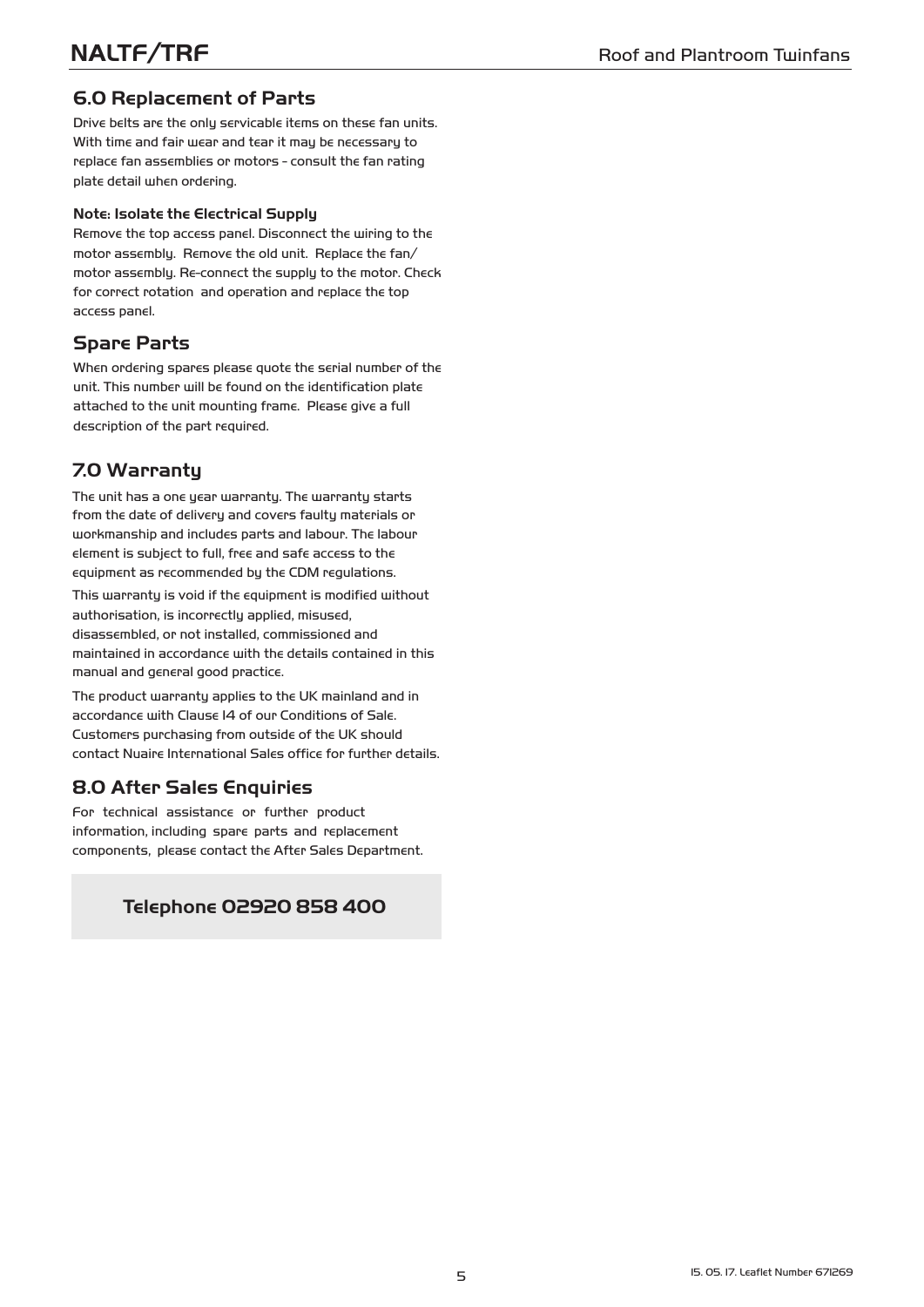## 6.0 Replacement of Parts

Drive belts are the only servicable items on these fan units. With time and fair wear and tear it may be necessary to replace fan assemblies or motors - consult the fan rating plate detail when ordering.

**Note: Isolate the Electrical Supply**

Remove the top access panel. Disconnect the wiring to the motor assembly. Remove the old unit. Replace the fan/motor assembly. Re-connect the supply to the motor. Check for correct rotation and operation and replace the top access panel.

## Spare Parts

When ordering spares please quote the serial number of the unit. This number will be found on the identification plate attached to the unit mounting frame. Please give a full description of the part required.

## 7.0 Warranty

The unit has a one year warranty. The warranty starts from the date of delivery and covers faulty materials or workmanship and includes parts and labour. The labour element is subject to full, free and safe access to the equipment as recommended by the CDM regulations.

This warranty is void if the equipment is modified without authorisation, is incorrectly applied, misused, disassembled, or not installed, commissioned and maintained in accordance with the details contained in this manual and general good practice.

The product warranty applies to the UK mainland and in accordance with Clause 14 of our Conditions of Sale. Customers purchasing from outside of the UK should contact Nuaire International Sales office for further details.

## 8.0 After Sales Enquiries

For technical assistance or further product information, including spare parts and replacement components, please contact the After Sales Department.

**Telephone 02920 858 400**

15. 05. 17. Leaflet Number 671269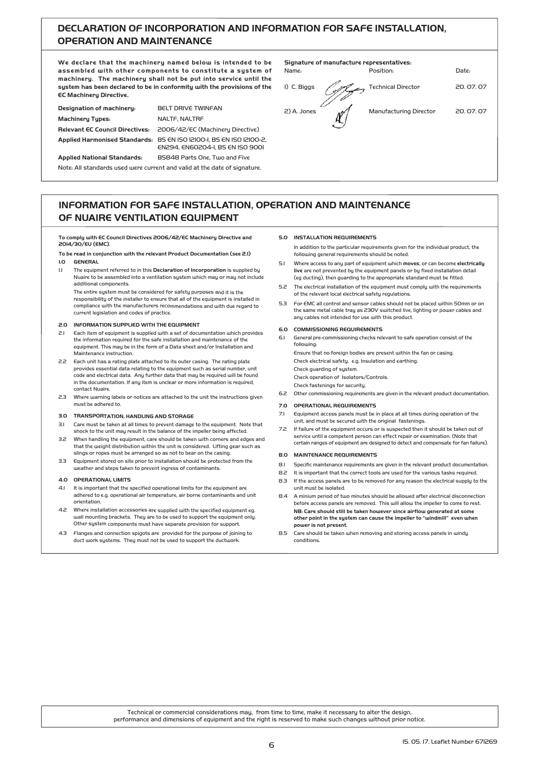## DECLARATION OF INCORPORATION AND INFORMATION FOR SAFE INSTALLATION, OPERATION AND MAINTENANCE

**We declare that the machinery named below is intended to be assembled with other components to constitute a system of machinery. The machinery shall not be put into service until the system has been declared to be in conformity with the provisions of the EC Machinery Directive.**

| | |
|---|---|
| **Designation of machinery:** | BELT DRIVE TWINFAN |
| **Machinery Types:** | NALTF, NALTRF |
| **Relevant EC Council Directives:** | 2006/42/EC (Machinery Directive) |
| **Applied Harmonised Standards:** | BS EN ISO 12100-1, BS EN ISO 12100-2, EN294, EN60204-1, BS EN ISO 9001 |
| **Applied National Standards:** | BS848 Parts One, Two and Five |

Note: All standards used were current and valid at the date of signature.

**Signature of manufacture representatives:**

| Name: | Position: | Date: |
|---|---|---|
| 1) C. Biggs | Technical Director | 20. 07. 07 |
| 2) A. Jones | Manufacturing Director | 20. 07. 07 |

## INFORMATION FOR SAFE INSTALLATION, OPERATION AND MAINTENANCE OF NUAIRE VENTILATION EQUIPMENT

**To comply with EC Council Directives 2006/42/EC Machinery Directive and 2014/30/EU (EMC).**

**To be read in conjunction with the relevant Product Documentation (see 2.1)**

### 1.0 GENERAL

1.1 The equipment referred to in this **Declaration of Incorporation** is supplied by Nuaire to be assembled into a ventilation system which may or may not include additional components.

The entire system must be considered for safety purposes and it is the responsibility of the installer to ensure that all of the equipment is installed in compliance with the manufacturers recommendations and with due regard to current legislation and codes of practice.

### 2.0 INFORMATION SUPPLIED WITH THE EQUIPMENT

2.1 Each item of equipment is supplied with a set of documentation which provides the information required for the safe installation and maintenance of the equipment. This may be in the form of a Data sheet and/or Installation and Maintenance instruction.

2.2 Each unit has a rating plate attached to its outer casing. The rating plate provides essential data relating to the equipment such as serial number, unit code and electrical data. Any further data that may be required will be found in the documentation. If any item is unclear or more information is required, contact Nuaire.

2.3 Where warning labels or notices are attached to the unit the instructions given must be adhered to.

### 3.0 TRANSPORTATION, HANDLING AND STORAGE

3.1 Care must be taken at all times to prevent damage to the equipment. Note that shock to the unit may result in the balance of the impeller being affected.

3.2 When handling the equipment, care should be taken with corners and edges and that the weight distribution within the unit is considered. Lifting gear such as slings or ropes must be arranged so as not to bear on the casing.

3.3 Equipment stored on site prior to installation should be protected from the weather and steps taken to prevent ingress of contaminants.

### 4.0 OPERATIONAL LIMITS

4.1 It is important that the specified operational limits for the equipment are adhered to e.g. operational air temperature, air borne contaminants and unit orientation.

4.2 Where installation accessories are supplied with the specified equipment eg. wall mounting brackets. They are to be used to support the equipment only. Other system components must have separate provision for support.

4.3 Flanges and connection spigots are provided for the purpose of joining to duct work systems. They must not be used to support the ductwork.

### 5.0 INSTALLATION REQUIREMENTS

In addition to the particular requirements given for the individual product, the following general requirements should be noted.

5.1 Where access to any part of equipment which **moves**, or can become **electrically live** are not prevented by the equipment panels or by fixed installation detail (eg ducting), then guarding to the appropriate standard must be fitted.

5.2 The electrical installation of the equipment must comply with the requirements of the relevant local electrical safety regulations.

5.3 For EMC all control and sensor cables should not be placed within 50mm or on the same metal cable tray as 230V switched live, lighting or power cables and any cables not intended for use with this product.

### 6.0 COMMISSIONING REQUIREMENTS

6.1 General pre-commissioning checks relevant to safe operation consist of the following:

Ensure that no foreign bodies are present within the fan or casing.
Check electrical safety. e.g. Insulation and earthing.
Check guarding of system.
Check operation of Isolators/Controls.
Check fastenings for security.

6.2 Other commissioning requirements are given in the relevant product documentation.

### 7.0 OPERATIONAL REQUIREMENTS

7.1 Equipment access panels must be in place at all times during operation of the unit, and must be secured with the original fastenings.

7.2 If failure of the equipment occurs or is suspected then it should be taken out of service until a competent person can effect repair or examination. (Note that certain ranges of equipment are designed to detect and compensate for fan failure).

### 8.0 MAINTENANCE REQUIREMENTS

8.1 Specific maintenance requirements are given in the relevant product documentation.

8.2 It is important that the correct tools are used for the various tasks required.

8.3 If the access panels are to be removed for any reason the electrical supply to the unit must be isolated.

8.4 A minium period of two minutes should be allowed after electrical disconnection before access panels are removed. This will allow the impeller to come to rest. **NB: Care should still be taken however since airflow generated at some other point in the system can cause the impeller to "windmill" even when power is not present.**

8.5 Care should be taken when removing and storing access panels in windy conditions.

Technical or commercial considerations may, from time to time, make it necessary to alter the design, performance and dimensions of equipment and the right is reserved to make such changes without prior notice.

15. 05. 17. Leaflet Number 671269